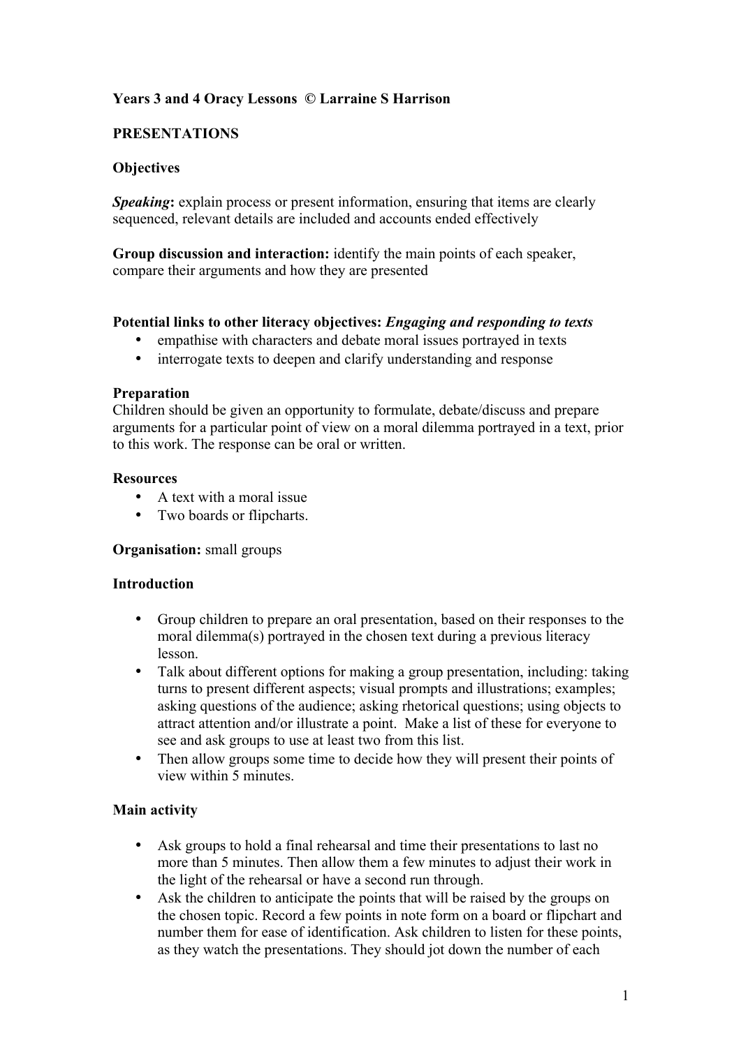**Years 3 and 4 Oracy Lessons © Larraine S Harrison**

## PRESENTATIONS

### Objectives

***Speaking*****:** explain process or present information, ensuring that items are clearly sequenced, relevant details are included and accounts ended effectively

**Group discussion and interaction:** identify the main points of each speaker, compare their arguments and how they are presented

**Potential links to other literacy objectives:** ***Engaging and responding to texts***

- empathise with characters and debate moral issues portrayed in texts
- interrogate texts to deepen and clarify understanding and response

### Preparation

Children should be given an opportunity to formulate, debate/discuss and prepare arguments for a particular point of view on a moral dilemma portrayed in a text, prior to this work. The response can be oral or written.

### Resources

- A text with a moral issue
- Two boards or flipcharts.

**Organisation:** small groups

### Introduction

- Group children to prepare an oral presentation, based on their responses to the moral dilemma(s) portrayed in the chosen text during a previous literacy lesson.
- Talk about different options for making a group presentation, including: taking turns to present different aspects; visual prompts and illustrations; examples; asking questions of the audience; asking rhetorical questions; using objects to attract attention and/or illustrate a point. Make a list of these for everyone to see and ask groups to use at least two from this list.
- Then allow groups some time to decide how they will present their points of view within 5 minutes.

### Main activity

- Ask groups to hold a final rehearsal and time their presentations to last no more than 5 minutes. Then allow them a few minutes to adjust their work in the light of the rehearsal or have a second run through.
- Ask the children to anticipate the points that will be raised by the groups on the chosen topic. Record a few points in note form on a board or flipchart and number them for ease of identification. Ask children to listen for these points, as they watch the presentations. They should jot down the number of each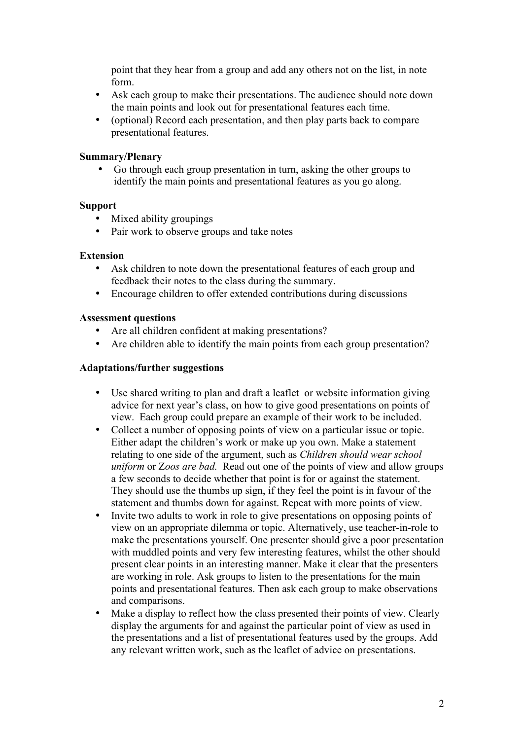point that they hear from a group and add any others not on the list, in note form.

- Ask each group to make their presentations. The audience should note down the main points and look out for presentational features each time.
- (optional) Record each presentation, and then play parts back to compare presentational features.

**Summary/Plenary**

- Go through each group presentation in turn, asking the other groups to identify the main points and presentational features as you go along.

**Support**

- Mixed ability groupings
- Pair work to observe groups and take notes

**Extension**

- Ask children to note down the presentational features of each group and feedback their notes to the class during the summary.
- Encourage children to offer extended contributions during discussions

**Assessment questions**

- Are all children confident at making presentations?
- Are children able to identify the main points from each group presentation?

**Adaptations/further suggestions**

- Use shared writing to plan and draft a leaflet or website information giving advice for next year's class, on how to give good presentations on points of view. Each group could prepare an example of their work to be included.
- Collect a number of opposing points of view on a particular issue or topic. Either adapt the children's work or make up you own. Make a statement relating to one side of the argument, such as *Children should wear school uniform* or *Zoos are bad.* Read out one of the points of view and allow groups a few seconds to decide whether that point is for or against the statement. They should use the thumbs up sign, if they feel the point is in favour of the statement and thumbs down for against. Repeat with more points of view.
- Invite two adults to work in role to give presentations on opposing points of view on an appropriate dilemma or topic. Alternatively, use teacher-in-role to make the presentations yourself. One presenter should give a poor presentation with muddled points and very few interesting features, whilst the other should present clear points in an interesting manner. Make it clear that the presenters are working in role. Ask groups to listen to the presentations for the main points and presentational features. Then ask each group to make observations and comparisons.
- Make a display to reflect how the class presented their points of view. Clearly display the arguments for and against the particular point of view as used in the presentations and a list of presentational features used by the groups. Add any relevant written work, such as the leaflet of advice on presentations.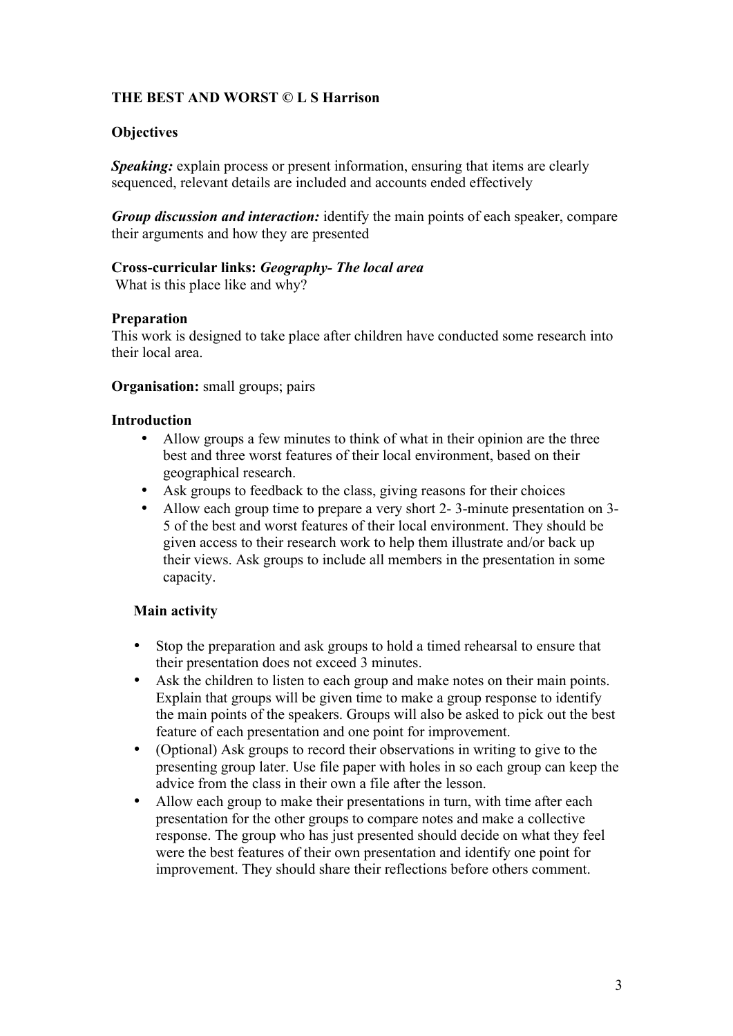**THE BEST AND WORST © L S Harrison**

**Objectives**

***Speaking:*** explain process or present information, ensuring that items are clearly sequenced, relevant details are included and accounts ended effectively

***Group discussion and interaction:*** identify the main points of each speaker, compare their arguments and how they are presented

**Cross-curricular links:** ***Geography- The local area***
What is this place like and why?

**Preparation**
This work is designed to take place after children have conducted some research into their local area.

**Organisation:** small groups; pairs

**Introduction**

- Allow groups a few minutes to think of what in their opinion are the three best and three worst features of their local environment, based on their geographical research.
- Ask groups to feedback to the class, giving reasons for their choices
- Allow each group time to prepare a very short 2- 3-minute presentation on 3-5 of the best and worst features of their local environment. They should be given access to their research work to help them illustrate and/or back up their views. Ask groups to include all members in the presentation in some capacity.

**Main activity**

- Stop the preparation and ask groups to hold a timed rehearsal to ensure that their presentation does not exceed 3 minutes.
- Ask the children to listen to each group and make notes on their main points. Explain that groups will be given time to make a group response to identify the main points of the speakers. Groups will also be asked to pick out the best feature of each presentation and one point for improvement.
- (Optional) Ask groups to record their observations in writing to give to the presenting group later. Use file paper with holes in so each group can keep the advice from the class in their own a file after the lesson.
- Allow each group to make their presentations in turn, with time after each presentation for the other groups to compare notes and make a collective response. The group who has just presented should decide on what they feel were the best features of their own presentation and identify one point for improvement. They should share their reflections before others comment.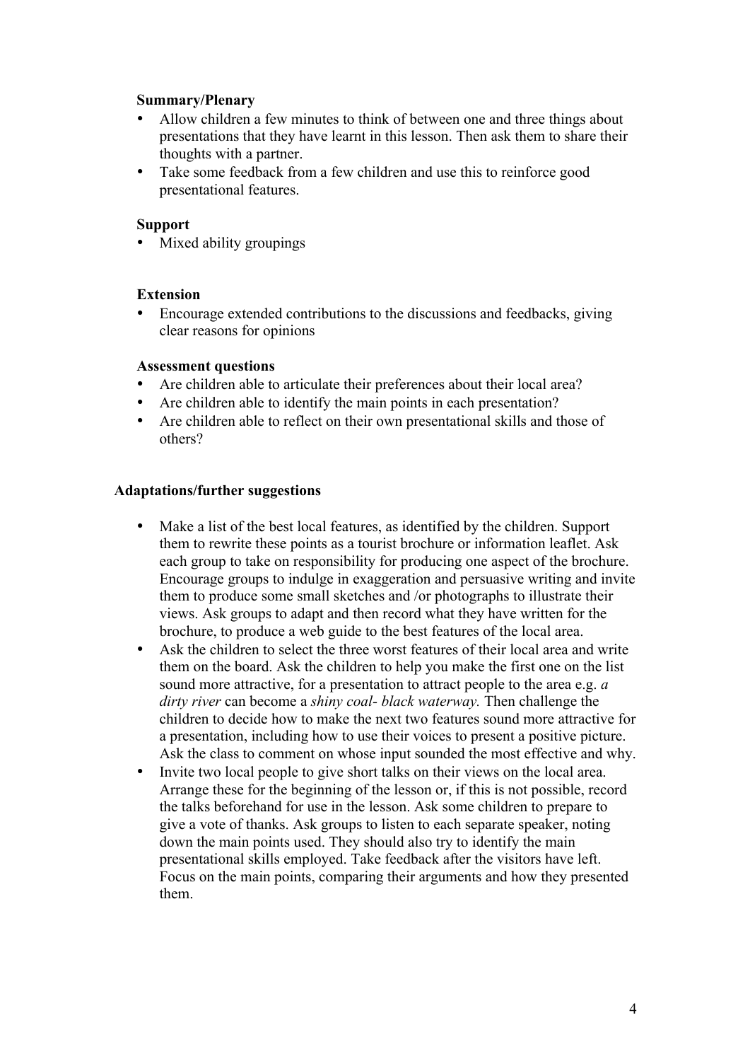**Summary/Plenary**

- Allow children a few minutes to think of between one and three things about presentations that they have learnt in this lesson. Then ask them to share their thoughts with a partner.
- Take some feedback from a few children and use this to reinforce good presentational features.

**Support**

- Mixed ability groupings

**Extension**

- Encourage extended contributions to the discussions and feedbacks, giving clear reasons for opinions

**Assessment questions**

- Are children able to articulate their preferences about their local area?
- Are children able to identify the main points in each presentation?
- Are children able to reflect on their own presentational skills and those of others?

**Adaptations/further suggestions**

- Make a list of the best local features, as identified by the children. Support them to rewrite these points as a tourist brochure or information leaflet. Ask each group to take on responsibility for producing one aspect of the brochure. Encourage groups to indulge in exaggeration and persuasive writing and invite them to produce some small sketches and /or photographs to illustrate their views. Ask groups to adapt and then record what they have written for the brochure, to produce a web guide to the best features of the local area.
- Ask the children to select the three worst features of their local area and write them on the board. Ask the children to help you make the first one on the list sound more attractive, for a presentation to attract people to the area e.g. *a dirty river* can become a *shiny coal- black waterway.* Then challenge the children to decide how to make the next two features sound more attractive for a presentation, including how to use their voices to present a positive picture. Ask the class to comment on whose input sounded the most effective and why.
- Invite two local people to give short talks on their views on the local area. Arrange these for the beginning of the lesson or, if this is not possible, record the talks beforehand for use in the lesson. Ask some children to prepare to give a vote of thanks. Ask groups to listen to each separate speaker, noting down the main points used. They should also try to identify the main presentational skills employed. Take feedback after the visitors have left. Focus on the main points, comparing their arguments and how they presented them.